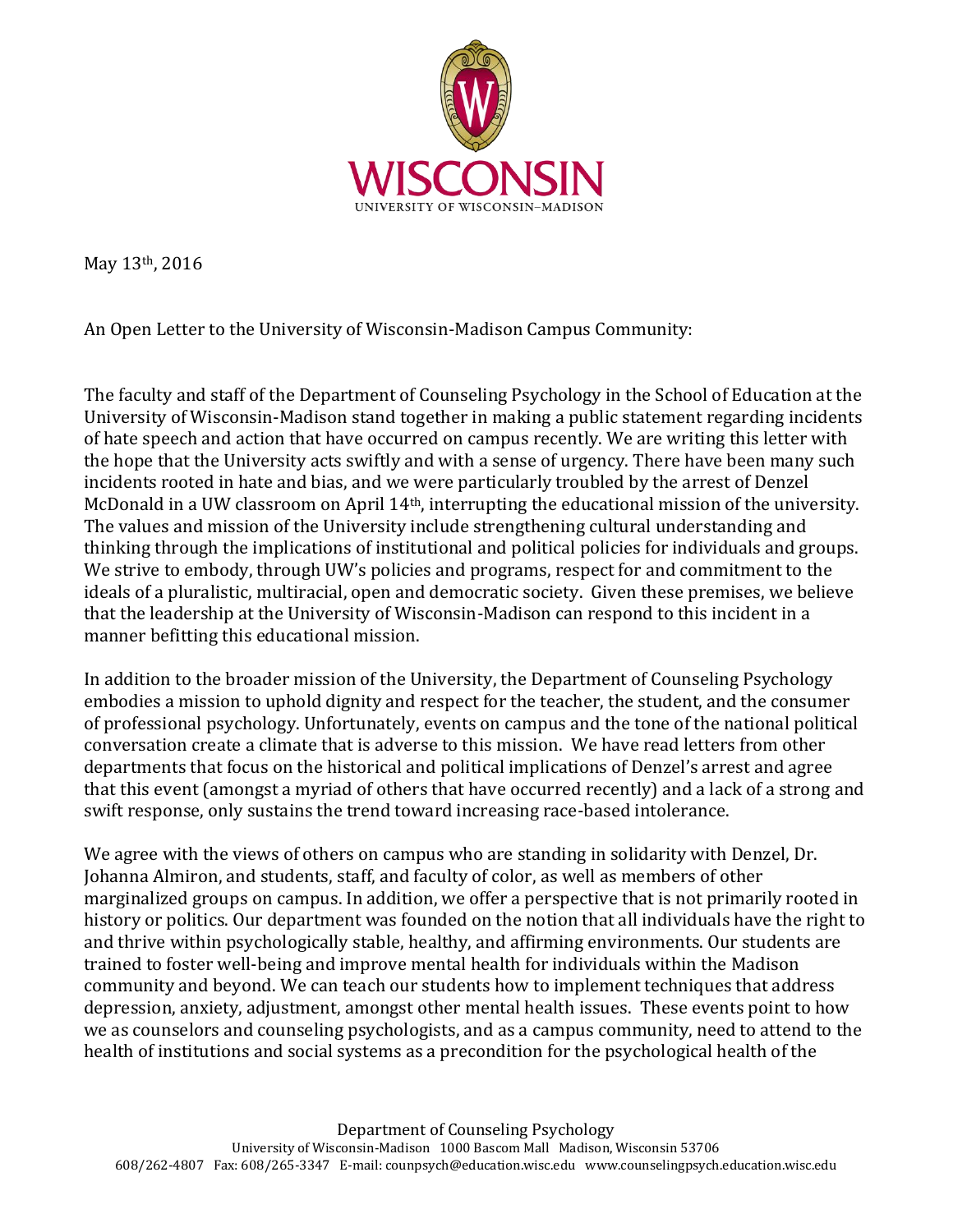May 13th, 2016

An Open Letter to the University of Wisconsin-Madison Campus Community:

The faculty and staff of the Department of Counseling Psychology in the School of Education at the University of Wisconsin-Madison stand together in making a public statement regarding incidents of hate speech and action that have occurred on campus recently. We are writing this letter with the hope that the University acts swiftly and with a sense of urgency. There have been many such incidents rooted in hate and bias, and we were particularly troubled by the arrest of Denzel McDonald in a UW classroom on April 14th, interrupting the educational mission of the university. The values and mission of the University include strengthening cultural understanding and thinking through the implications of institutional and political policies for individuals and groups. We strive to embody, through UW's policies and programs, respect for and commitment to the ideals of a pluralistic, multiracial, open and democratic society. Given these premises, we believe that the leadership at the University of Wisconsin-Madison can respond to this incident in a manner befitting this educational mission.

In addition to the broader mission of the University, the Department of Counseling Psychology embodies a mission to uphold dignity and respect for the teacher, the student, and the consumer of professional psychology. Unfortunately, events on campus and the tone of the national political conversation create a climate that is adverse to this mission. We have read letters from other departments that focus on the historical and political implications of Denzel's arrest and agree that this event (amongst a myriad of others that have occurred recently) and a lack of a strong and swift response, only sustains the trend toward increasing race-based intolerance.

We agree with the views of others on campus who are standing in solidarity with Denzel, Dr. Johanna Almiron, and students, staff, and faculty of color, as well as members of other marginalized groups on campus. In addition, we offer a perspective that is not primarily rooted in history or politics. Our department was founded on the notion that all individuals have the right to and thrive within psychologically stable, healthy, and affirming environments. Our students are trained to foster well-being and improve mental health for individuals within the Madison community and beyond. We can teach our students how to implement techniques that address depression, anxiety, adjustment, amongst other mental health issues. These events point to how we as counselors and counseling psychologists, and as a campus community, need to attend to the health of institutions and social systems as a precondition for the psychological health of the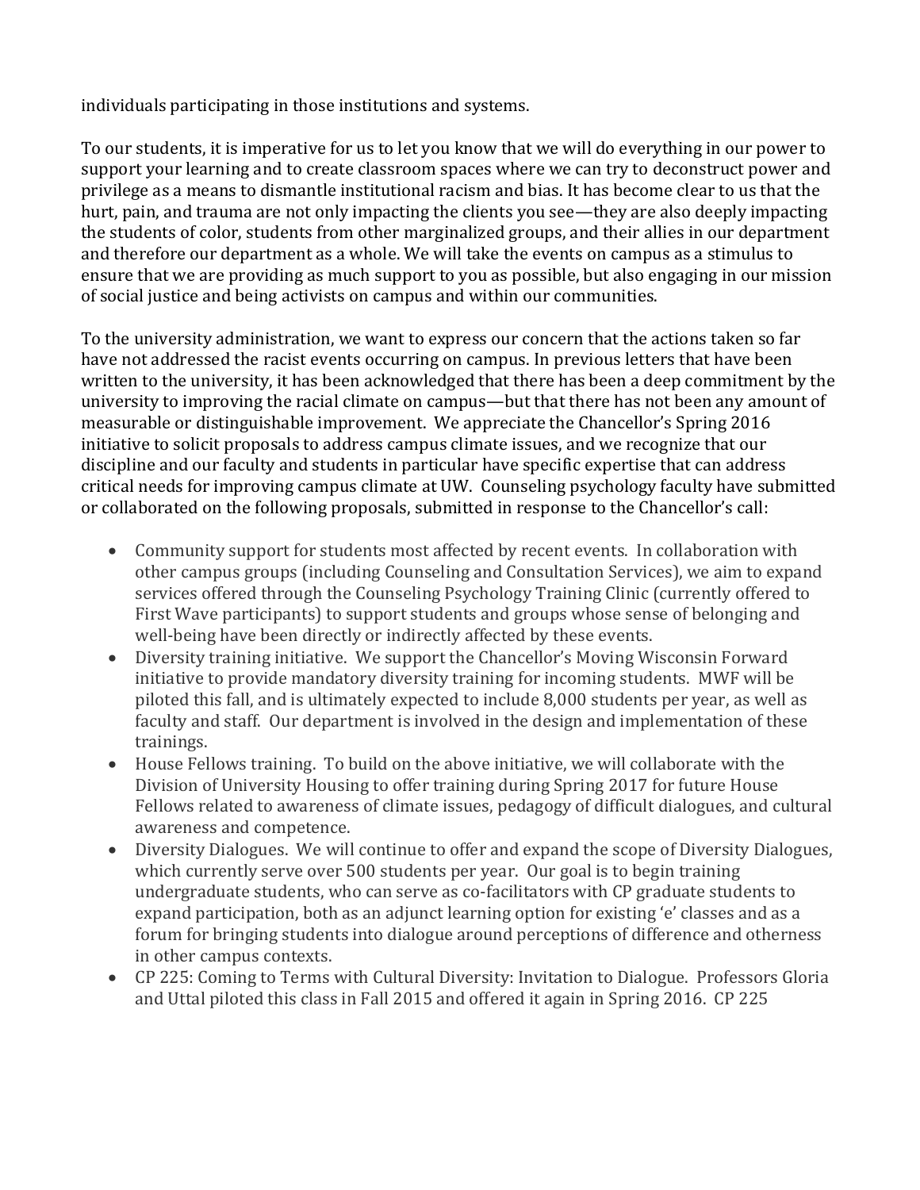individuals participating in those institutions and systems.

To our students, it is imperative for us to let you know that we will do everything in our power to support your learning and to create classroom spaces where we can try to deconstruct power and privilege as a means to dismantle institutional racism and bias. It has become clear to us that the hurt, pain, and trauma are not only impacting the clients you see—they are also deeply impacting the students of color, students from other marginalized groups, and their allies in our department and therefore our department as a whole. We will take the events on campus as a stimulus to ensure that we are providing as much support to you as possible, but also engaging in our mission of social justice and being activists on campus and within our communities.

To the university administration, we want to express our concern that the actions taken so far have not addressed the racist events occurring on campus. In previous letters that have been written to the university, it has been acknowledged that there has been a deep commitment by the university to improving the racial climate on campus—but that there has not been any amount of measurable or distinguishable improvement. We appreciate the Chancellor's Spring 2016 initiative to solicit proposals to address campus climate issues, and we recognize that our discipline and our faculty and students in particular have specific expertise that can address critical needs for improving campus climate at UW. Counseling psychology faculty have submitted or collaborated on the following proposals, submitted in response to the Chancellor's call:

- Community support for students most affected by recent events. In collaboration with other campus groups (including Counseling and Consultation Services), we aim to expand services offered through the Counseling Psychology Training Clinic (currently offered to First Wave participants) to support students and groups whose sense of belonging and well-being have been directly or indirectly affected by these events.
- Diversity training initiative. We support the Chancellor's Moving Wisconsin Forward initiative to provide mandatory diversity training for incoming students. MWF will be piloted this fall, and is ultimately expected to include 8,000 students per year, as well as faculty and staff. Our department is involved in the design and implementation of these trainings.
- House Fellows training. To build on the above initiative, we will collaborate with the Division of University Housing to offer training during Spring 2017 for future House Fellows related to awareness of climate issues, pedagogy of difficult dialogues, and cultural awareness and competence.
- Diversity Dialogues. We will continue to offer and expand the scope of Diversity Dialogues, which currently serve over 500 students per year. Our goal is to begin training undergraduate students, who can serve as co-facilitators with CP graduate students to expand participation, both as an adjunct learning option for existing 'e' classes and as a forum for bringing students into dialogue around perceptions of difference and otherness in other campus contexts.
- CP 225: Coming to Terms with Cultural Diversity: Invitation to Dialogue. Professors Gloria and Uttal piloted this class in Fall 2015 and offered it again in Spring 2016. CP 225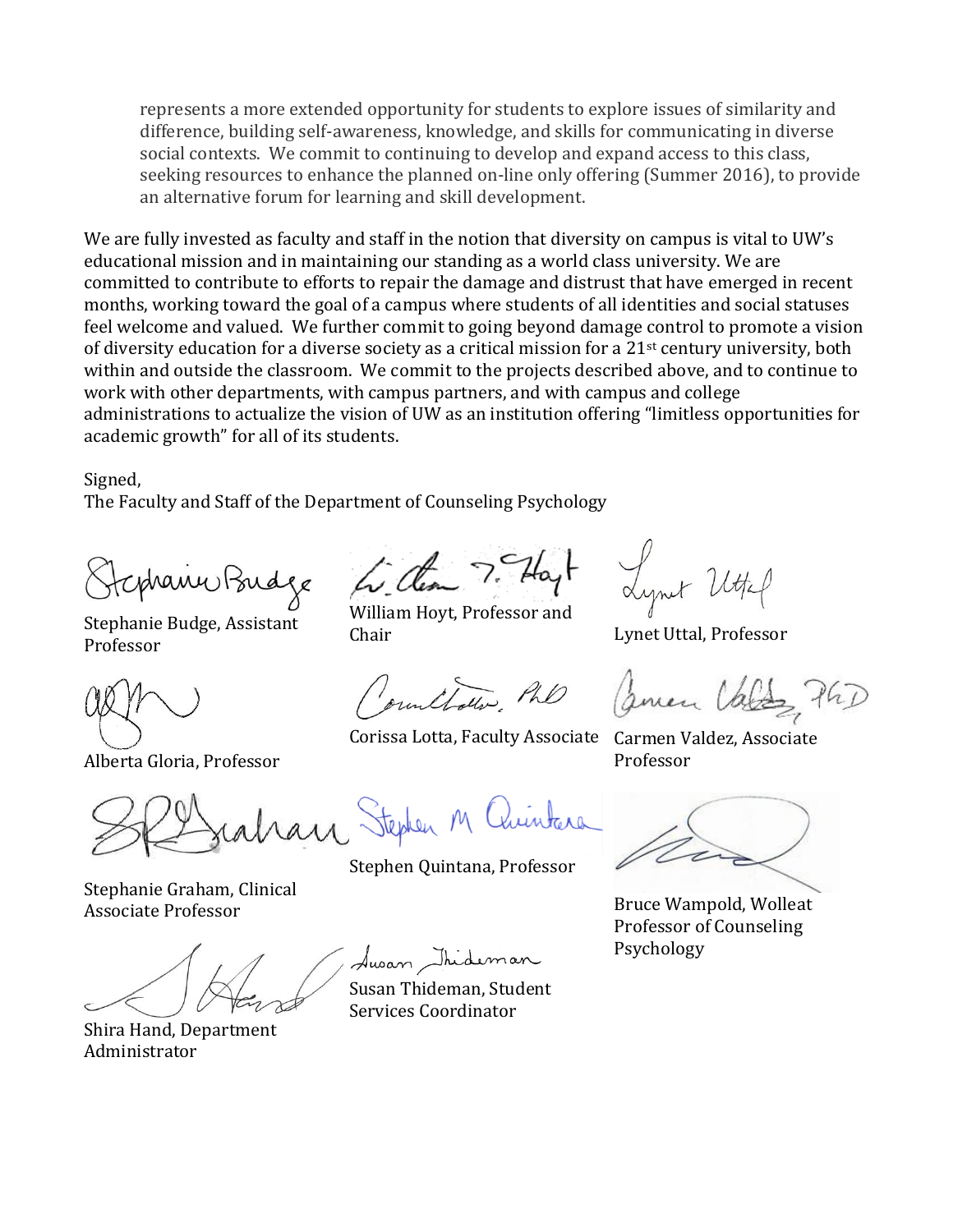represents a more extended opportunity for students to explore issues of similarity and difference, building self-awareness, knowledge, and skills for communicating in diverse social contexts. We commit to continuing to develop and expand access to this class, seeking resources to enhance the planned on-line only offering (Summer 2016), to provide an alternative forum for learning and skill development.

We are fully invested as faculty and staff in the notion that diversity on campus is vital to UW's educational mission and in maintaining our standing as a world class university. We are committed to contribute to efforts to repair the damage and distrust that have emerged in recent months, working toward the goal of a campus where students of all identities and social statuses feel welcome and valued. We further commit to going beyond damage control to promote a vision of diversity education for a diverse society as a critical mission for a 21st century university, both within and outside the classroom. We commit to the projects described above, and to continue to work with other departments, with campus partners, and with campus and college administrations to actualize the vision of UW as an institution offering "limitless opportunities for academic growth" for all of its students.

Signed,
The Faculty and Staff of the Department of Counseling Psychology

Stephanie Budge, Assistant Professor

William Hoyt, Professor and Chair

Lynet Uttal, Professor

Alberta Gloria, Professor

Corissa Lotta, Faculty Associate

Carmen Valdez, Associate Professor

Stephanie Graham, Clinical Associate Professor

Stephen Quintana, Professor

Bruce Wampold, Wolleat Professor of Counseling Psychology

Shira Hand, Department Administrator

Susan Thideman, Student Services Coordinator